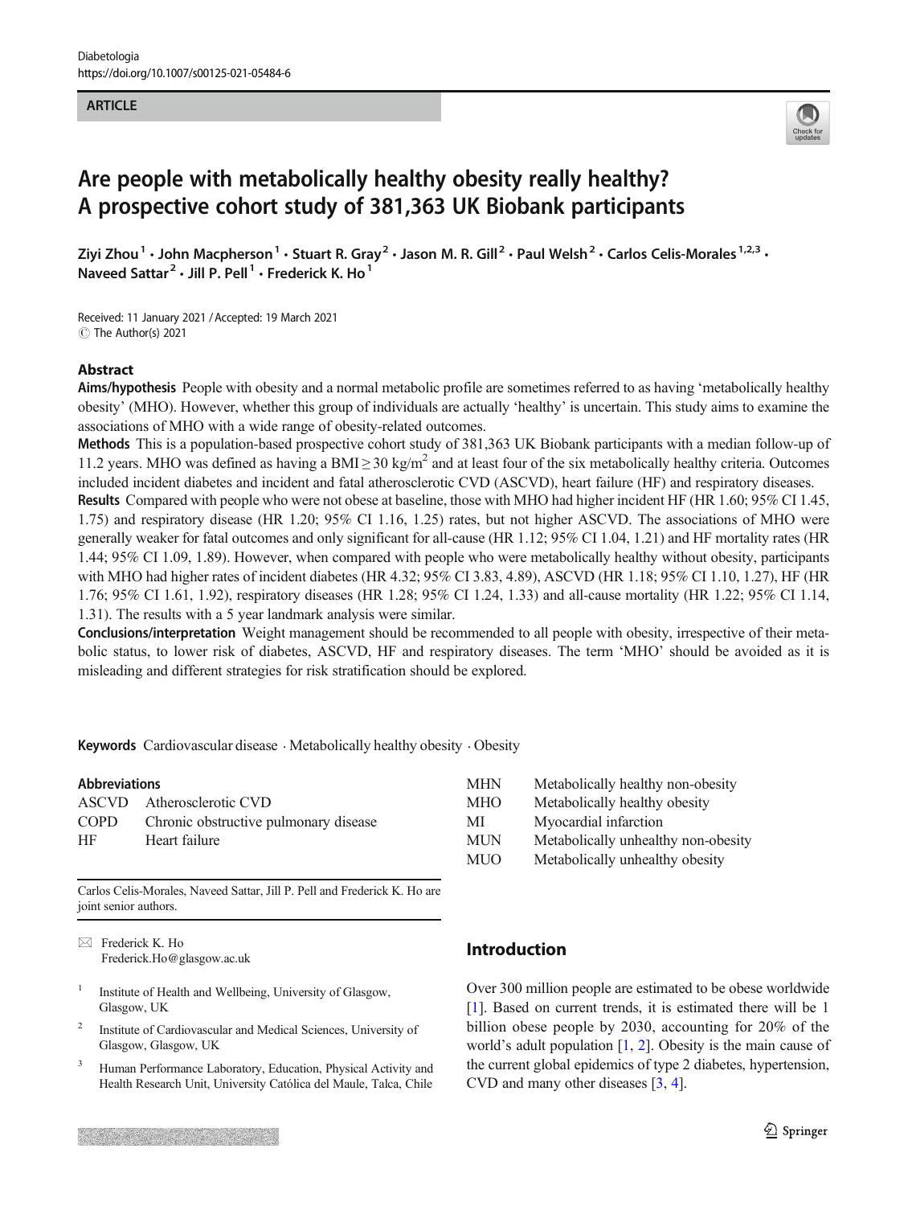Diabetologia
https://doi.org/10.1007/s00125-021-05484-6

**ARTICLE**

# Are people with metabolically healthy obesity really healthy? A prospective cohort study of 381,363 UK Biobank participants

Ziyi Zhou[1] · John Macpherson[1] · Stuart R. Gray[2] · Jason M. R. Gill[2] · Paul Welsh[2] · Carlos Celis-Morales[1,2,3] · Naveed Sattar[2] · Jill P. Pell[1] · Frederick K. Ho[1]

Received: 11 January 2021 / Accepted: 19 March 2021
© The Author(s) 2021

## Abstract

**Aims/hypothesis** People with obesity and a normal metabolic profile are sometimes referred to as having 'metabolically healthy obesity' (MHO). However, whether this group of individuals are actually 'healthy' is uncertain. This study aims to examine the associations of MHO with a wide range of obesity-related outcomes.

**Methods** This is a population-based prospective cohort study of 381,363 UK Biobank participants with a median follow-up of 11.2 years. MHO was defined as having a BMI $\geq 30$ kg/m$^2$ and at least four of the six metabolically healthy criteria. Outcomes included incident diabetes and incident and fatal atherosclerotic CVD (ASCVD), heart failure (HF) and respiratory diseases.

**Results** Compared with people who were not obese at baseline, those with MHO had higher incident HF (HR 1.60; 95% CI 1.45, 1.75) and respiratory disease (HR 1.20; 95% CI 1.16, 1.25) rates, but not higher ASCVD. The associations of MHO were generally weaker for fatal outcomes and only significant for all-cause (HR 1.12; 95% CI 1.04, 1.21) and HF mortality rates (HR 1.44; 95% CI 1.09, 1.89). However, when compared with people who were metabolically healthy without obesity, participants with MHO had higher rates of incident diabetes (HR 4.32; 95% CI 3.83, 4.89), ASCVD (HR 1.18; 95% CI 1.10, 1.27), HF (HR 1.76; 95% CI 1.61, 1.92), respiratory diseases (HR 1.28; 95% CI 1.24, 1.33) and all-cause mortality (HR 1.22; 95% CI 1.14, 1.31). The results with a 5 year landmark analysis were similar.

**Conclusions/interpretation** Weight management should be recommended to all people with obesity, irrespective of their metabolic status, to lower risk of diabetes, ASCVD, HF and respiratory diseases. The term 'MHO' should be avoided as it is misleading and different strategies for risk stratification should be explored.

**Keywords** Cardiovascular disease · Metabolically healthy obesity · Obesity

**Abbreviations**

| | |
|---|---|
| ASCVD | Atherosclerotic CVD |
| COPD | Chronic obstructive pulmonary disease |
| HF | Heart failure |
| MHN | Metabolically healthy non-obesity |
| MHO | Metabolically healthy obesity |
| MI | Myocardial infarction |
| MUN | Metabolically unhealthy non-obesity |
| MUO | Metabolically unhealthy obesity |

Carlos Celis-Morales, Naveed Sattar, Jill P. Pell and Frederick K. Ho are joint senior authors.

✉ Frederick K. Ho
Frederick.Ho@glasgow.ac.uk

[1] Institute of Health and Wellbeing, University of Glasgow, Glasgow, UK

[2] Institute of Cardiovascular and Medical Sciences, University of Glasgow, Glasgow, UK

[3] Human Performance Laboratory, Education, Physical Activity and Health Research Unit, University Católica del Maule, Talca, Chile

## Introduction

Over 300 million people are estimated to be obese worldwide [1]. Based on current trends, it is estimated there will be 1 billion obese people by 2030, accounting for 20% of the world's adult population [1, 2]. Obesity is the main cause of the current global epidemics of type 2 diabetes, hypertension, CVD and many other diseases [3, 4].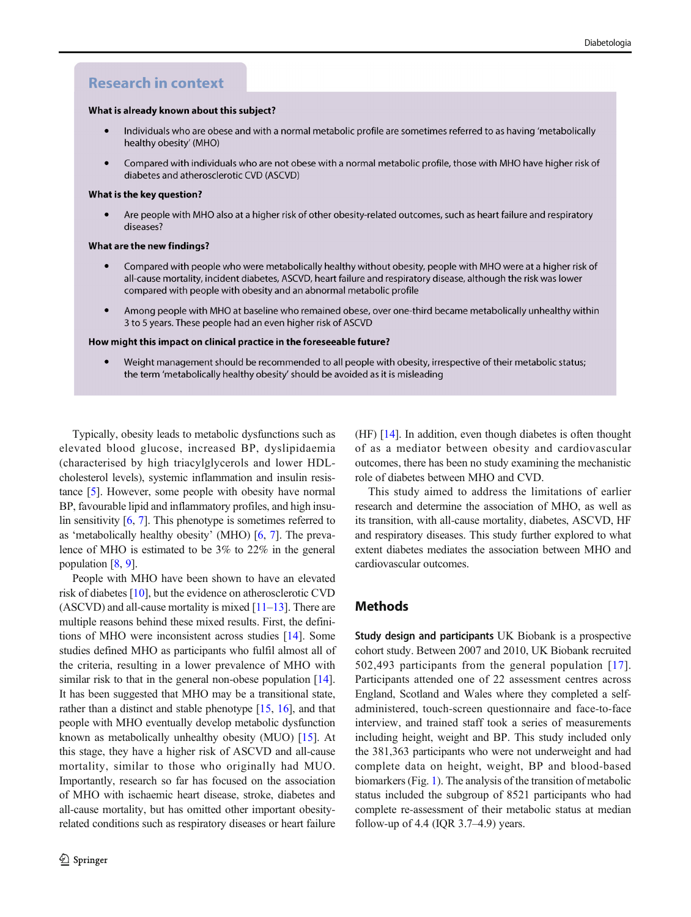## Research in context

**What is already known about this subject?**

- Individuals who are obese and with a normal metabolic profile are sometimes referred to as having 'metabolically healthy obesity' (MHO)
- Compared with individuals who are not obese with a normal metabolic profile, those with MHO have higher risk of diabetes and atherosclerotic CVD (ASCVD)

**What is the key question?**

- Are people with MHO also at a higher risk of other obesity-related outcomes, such as heart failure and respiratory diseases?

**What are the new findings?**

- Compared with people who were metabolically healthy without obesity, people with MHO were at a higher risk of all-cause mortality, incident diabetes, ASCVD, heart failure and respiratory disease, although the risk was lower compared with people with obesity and an abnormal metabolic profile
- Among people with MHO at baseline who remained obese, over one-third became metabolically unhealthy within 3 to 5 years. These people had an even higher risk of ASCVD

**How might this impact on clinical practice in the foreseeable future?**

- Weight management should be recommended to all people with obesity, irrespective of their metabolic status; the term 'metabolically healthy obesity' should be avoided as it is misleading

Typically, obesity leads to metabolic dysfunctions such as elevated blood glucose, increased BP, dyslipidaemia (characterised by high triacylglycerols and lower HDL-cholesterol levels), systemic inflammation and insulin resistance [5]. However, some people with obesity have normal BP, favourable lipid and inflammatory profiles, and high insulin sensitivity [6, 7]. This phenotype is sometimes referred to as 'metabolically healthy obesity' (MHO) [6, 7]. The prevalence of MHO is estimated to be 3% to 22% in the general population [8, 9].

People with MHO have been shown to have an elevated risk of diabetes [10], but the evidence on atherosclerotic CVD (ASCVD) and all-cause mortality is mixed [11–13]. There are multiple reasons behind these mixed results. First, the definitions of MHO were inconsistent across studies [14]. Some studies defined MHO as participants who fulfil almost all of the criteria, resulting in a lower prevalence of MHO with similar risk to that in the general non-obese population [14]. It has been suggested that MHO may be a transitional state, rather than a distinct and stable phenotype [15, 16], and that people with MHO eventually develop metabolic dysfunction known as metabolically unhealthy obesity (MUO) [15]. At this stage, they have a higher risk of ASCVD and all-cause mortality, similar to those who originally had MUO. Importantly, research so far has focused on the association of MHO with ischaemic heart disease, stroke, diabetes and all-cause mortality, but has omitted other important obesity-related conditions such as respiratory diseases or heart failure (HF) [14]. In addition, even though diabetes is often thought of as a mediator between obesity and cardiovascular outcomes, there has been no study examining the mechanistic role of diabetes between MHO and CVD.

This study aimed to address the limitations of earlier research and determine the association of MHO, as well as its transition, with all-cause mortality, diabetes, ASCVD, HF and respiratory diseases. This study further explored to what extent diabetes mediates the association between MHO and cardiovascular outcomes.

## Methods

**Study design and participants** UK Biobank is a prospective cohort study. Between 2007 and 2010, UK Biobank recruited 502,493 participants from the general population [17]. Participants attended one of 22 assessment centres across England, Scotland and Wales where they completed a self-administered, touch-screen questionnaire and face-to-face interview, and trained staff took a series of measurements including height, weight and BP. This study included only the 381,363 participants who were not underweight and had complete data on height, weight, BP and blood-based biomarkers (Fig. 1). The analysis of the transition of metabolic status included the subgroup of 8521 participants who had complete re-assessment of their metabolic status at median follow-up of 4.4 (IQR 3.7–4.9) years.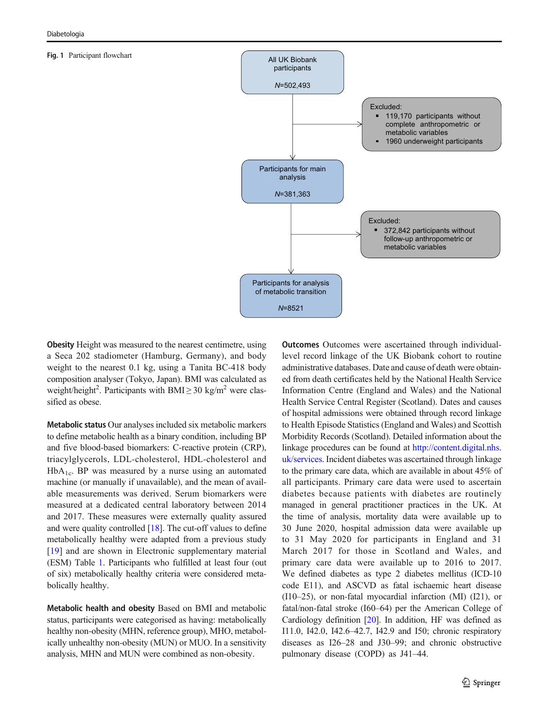**Fig. 1** Participant flowchart

All UK Biobank participants
$N$=502,493

Excluded:
- 119,170 participants without complete anthropometric or metabolic variables
- 1960 underweight participants

Participants for main analysis
$N$=381,363

Excluded:
- 372,842 participants without follow-up anthropometric or metabolic variables

Participants for analysis of metabolic transition
$N$=8521

**Obesity** Height was measured to the nearest centimetre, using a Seca 202 stadiometer (Hamburg, Germany), and body weight to the nearest 0.1 kg, using a Tanita BC-418 body composition analyser (Tokyo, Japan). BMI was calculated as weight/height$^2$. Participants with BMI $\geq$ 30 kg/m$^2$ were classified as obese.

**Metabolic status** Our analyses included six metabolic markers to define metabolic health as a binary condition, including BP and five blood-based biomarkers: C-reactive protein (CRP), triacylglycerols, LDL-cholesterol, HDL-cholesterol and $HbA_{1c}$. BP was measured by a nurse using an automated machine (or manually if unavailable), and the mean of available measurements was derived. Serum biomarkers were measured at a dedicated central laboratory between 2014 and 2017. These measures were externally quality assured and were quality controlled [18]. The cut-off values to define metabolically healthy were adapted from a previous study [19] and are shown in Electronic supplementary material (ESM) Table 1. Participants who fulfilled at least four (out of six) metabolically healthy criteria were considered metabolically healthy.

**Metabolic health and obesity** Based on BMI and metabolic status, participants were categorised as having: metabolically healthy non-obesity (MHN, reference group), MHO, metabolically unhealthy non-obesity (MUN) or MUO. In a sensitivity analysis, MHN and MUN were combined as non-obesity.

**Outcomes** Outcomes were ascertained through individual-level record linkage of the UK Biobank cohort to routine administrative databases. Date and cause of death were obtained from death certificates held by the National Health Service Information Centre (England and Wales) and the National Health Service Central Register (Scotland). Dates and causes of hospital admissions were obtained through record linkage to Health Episode Statistics (England and Wales) and Scottish Morbidity Records (Scotland). Detailed information about the linkage procedures can be found at http://content.digital.nhs.uk/services. Incident diabetes was ascertained through linkage to the primary care data, which are available in about 45% of all participants. Primary care data were used to ascertain diabetes because patients with diabetes are routinely managed in general practitioner practices in the UK. At the time of analysis, mortality data were available up to 30 June 2020, hospital admission data were available up to 31 May 2020 for participants in England and 31 March 2017 for those in Scotland and Wales, and primary care data were available up to 2016 to 2017. We defined diabetes as type 2 diabetes mellitus (ICD-10 code E11), and ASCVD as fatal ischaemic heart disease (I10–25), or non-fatal myocardial infarction (MI) (I21), or fatal/non-fatal stroke (I60–64) per the American College of Cardiology definition [20]. In addition, HF was defined as I11.0, I42.0, I42.6–42.7, I42.9 and I50; chronic respiratory diseases as I26–28 and J30–99; and chronic obstructive pulmonary disease (COPD) as J41–44.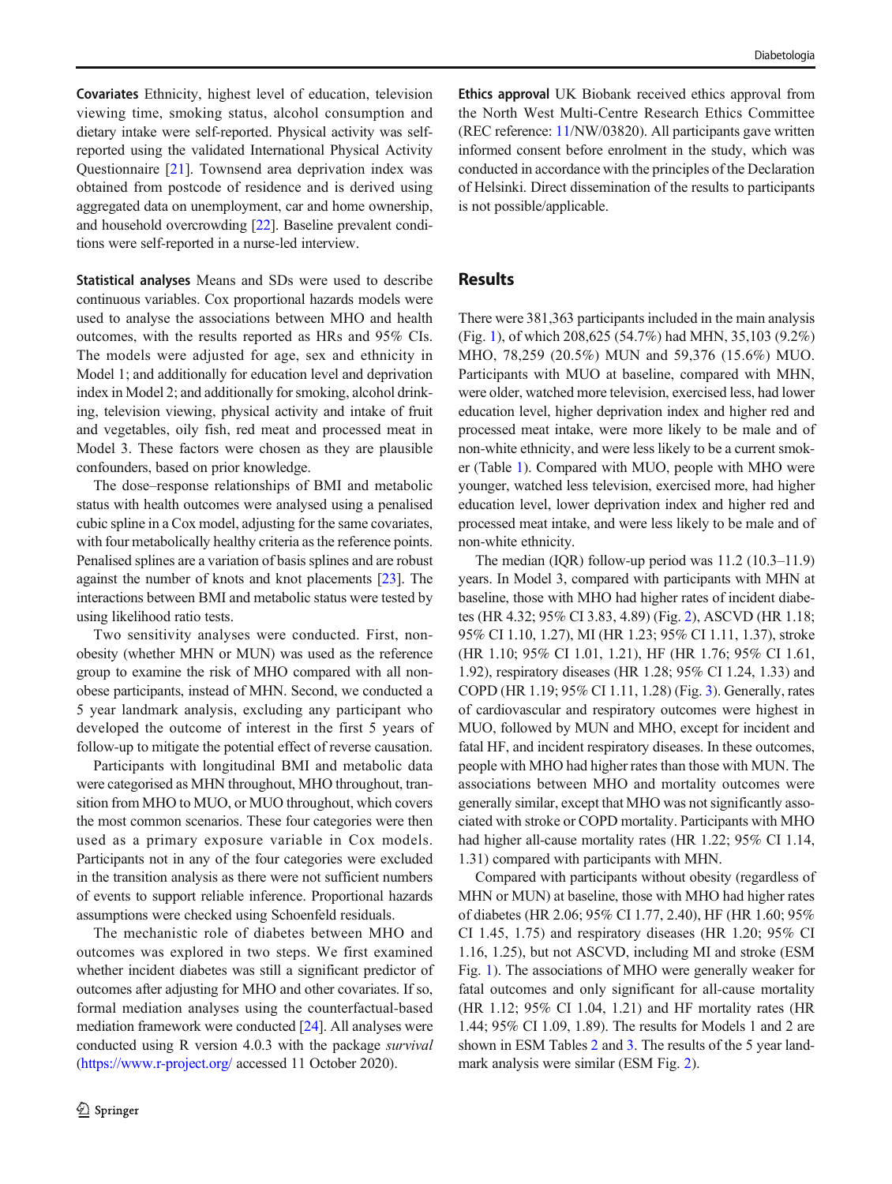**Covariates** Ethnicity, highest level of education, television viewing time, smoking status, alcohol consumption and dietary intake were self-reported. Physical activity was self-reported using the validated International Physical Activity Questionnaire [21]. Townsend area deprivation index was obtained from postcode of residence and is derived using aggregated data on unemployment, car and home ownership, and household overcrowding [22]. Baseline prevalent conditions were self-reported in a nurse-led interview.

**Statistical analyses** Means and SDs were used to describe continuous variables. Cox proportional hazards models were used to analyse the associations between MHO and health outcomes, with the results reported as HRs and 95% CIs. The models were adjusted for age, sex and ethnicity in Model 1; and additionally for education level and deprivation index in Model 2; and additionally for smoking, alcohol drinking, television viewing, physical activity and intake of fruit and vegetables, oily fish, red meat and processed meat in Model 3. These factors were chosen as they are plausible confounders, based on prior knowledge.

The dose–response relationships of BMI and metabolic status with health outcomes were analysed using a penalised cubic spline in a Cox model, adjusting for the same covariates, with four metabolically healthy criteria as the reference points. Penalised splines are a variation of basis splines and are robust against the number of knots and knot placements [23]. The interactions between BMI and metabolic status were tested by using likelihood ratio tests.

Two sensitivity analyses were conducted. First, non-obesity (whether MHN or MUN) was used as the reference group to examine the risk of MHO compared with all non-obese participants, instead of MHN. Second, we conducted a 5 year landmark analysis, excluding any participant who developed the outcome of interest in the first 5 years of follow-up to mitigate the potential effect of reverse causation.

Participants with longitudinal BMI and metabolic data were categorised as MHN throughout, MHO throughout, transition from MHO to MUO, or MUO throughout, which covers the most common scenarios. These four categories were then used as a primary exposure variable in Cox models. Participants not in any of the four categories were excluded in the transition analysis as there were not sufficient numbers of events to support reliable inference. Proportional hazards assumptions were checked using Schoenfeld residuals.

The mechanistic role of diabetes between MHO and outcomes was explored in two steps. We first examined whether incident diabetes was still a significant predictor of outcomes after adjusting for MHO and other covariates. If so, formal mediation analyses using the counterfactual-based mediation framework were conducted [24]. All analyses were conducted using R version 4.0.3 with the package *survival* (https://www.r-project.org/ accessed 11 October 2020).

**Ethics approval** UK Biobank received ethics approval from the North West Multi-Centre Research Ethics Committee (REC reference: 11/NW/03820). All participants gave written informed consent before enrolment in the study, which was conducted in accordance with the principles of the Declaration of Helsinki. Direct dissemination of the results to participants is not possible/applicable.

## Results

There were 381,363 participants included in the main analysis (Fig. 1), of which 208,625 (54.7%) had MHN, 35,103 (9.2%) MHO, 78,259 (20.5%) MUN and 59,376 (15.6%) MUO. Participants with MUO at baseline, compared with MHN, were older, watched more television, exercised less, had lower education level, higher deprivation index and higher red and processed meat intake, were more likely to be male and of non-white ethnicity, and were less likely to be a current smoker (Table 1). Compared with MUO, people with MHO were younger, watched less television, exercised more, had higher education level, lower deprivation index and higher red and processed meat intake, and were less likely to be male and of non-white ethnicity.

The median (IQR) follow-up period was 11.2 (10.3–11.9) years. In Model 3, compared with participants with MHN at baseline, those with MHO had higher rates of incident diabetes (HR 4.32; 95% CI 3.83, 4.89) (Fig. 2), ASCVD (HR 1.18; 95% CI 1.10, 1.27), MI (HR 1.23; 95% CI 1.11, 1.37), stroke (HR 1.10; 95% CI 1.01, 1.21), HF (HR 1.76; 95% CI 1.61, 1.92), respiratory diseases (HR 1.28; 95% CI 1.24, 1.33) and COPD (HR 1.19; 95% CI 1.11, 1.28) (Fig. 3). Generally, rates of cardiovascular and respiratory outcomes were highest in MUO, followed by MUN and MHO, except for incident and fatal HF, and incident respiratory diseases. In these outcomes, people with MHO had higher rates than those with MUN. The associations between MHO and mortality outcomes were generally similar, except that MHO was not significantly associated with stroke or COPD mortality. Participants with MHO had higher all-cause mortality rates (HR 1.22; 95% CI 1.14, 1.31) compared with participants with MHN.

Compared with participants without obesity (regardless of MHN or MUN) at baseline, those with MHO had higher rates of diabetes (HR 2.06; 95% CI 1.77, 2.40), HF (HR 1.60; 95% CI 1.45, 1.75) and respiratory diseases (HR 1.20; 95% CI 1.16, 1.25), but not ASCVD, including MI and stroke (ESM Fig. 1). The associations of MHO were generally weaker for fatal outcomes and only significant for all-cause mortality (HR 1.12; 95% CI 1.04, 1.21) and HF mortality rates (HR 1.44; 95% CI 1.09, 1.89). The results for Models 1 and 2 are shown in ESM Tables 2 and 3. The results of the 5 year landmark analysis were similar (ESM Fig. 2).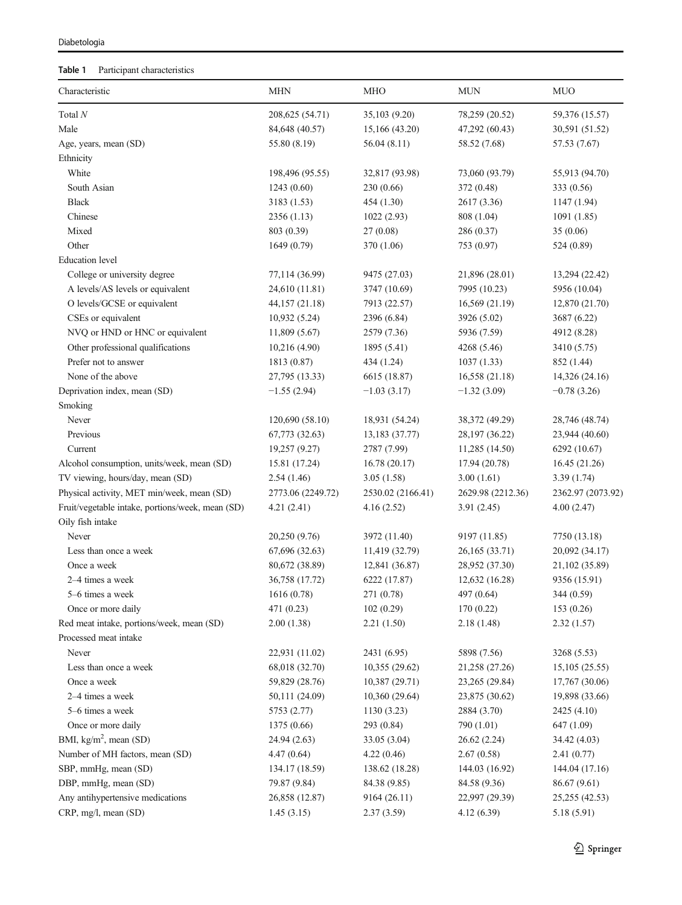**Table 1** Participant characteristics

| Characteristic | MHN | MHO | MUN | MUO |
|---|---|---|---|---|
| Total $N$ | 208,625 (54.71) | 35,103 (9.20) | 78,259 (20.52) | 59,376 (15.57) |
| Male | 84,648 (40.57) | 15,166 (43.20) | 47,292 (60.43) | 30,591 (51.52) |
| Age, years, mean (SD) | 55.80 (8.19) | 56.04 (8.11) | 58.52 (7.68) | 57.53 (7.67) |
| Ethnicity | | | | |
| White | 198,496 (95.55) | 32,817 (93.98) | 73,060 (93.79) | 55,913 (94.70) |
| South Asian | 1243 (0.60) | 230 (0.66) | 372 (0.48) | 333 (0.56) |
| Black | 3183 (1.53) | 454 (1.30) | 2617 (3.36) | 1147 (1.94) |
| Chinese | 2356 (1.13) | 1022 (2.93) | 808 (1.04) | 1091 (1.85) |
| Mixed | 803 (0.39) | 27 (0.08) | 286 (0.37) | 35 (0.06) |
| Other | 1649 (0.79) | 370 (1.06) | 753 (0.97) | 524 (0.89) |
| Education level | | | | |
| College or university degree | 77,114 (36.99) | 9475 (27.03) | 21,896 (28.01) | 13,294 (22.42) |
| A levels/AS levels or equivalent | 24,610 (11.81) | 3747 (10.69) | 7995 (10.23) | 5956 (10.04) |
| O levels/GCSE or equivalent | 44,157 (21.18) | 7913 (22.57) | 16,569 (21.19) | 12,870 (21.70) |
| CSEs or equivalent | 10,932 (5.24) | 2396 (6.84) | 3926 (5.02) | 3687 (6.22) |
| NVQ or HND or HNC or equivalent | 11,809 (5.67) | 2579 (7.36) | 5936 (7.59) | 4912 (8.28) |
| Other professional qualifications | 10,216 (4.90) | 1895 (5.41) | 4268 (5.46) | 3410 (5.75) |
| Prefer not to answer | 1813 (0.87) | 434 (1.24) | 1037 (1.33) | 852 (1.44) |
| None of the above | 27,795 (13.33) | 6615 (18.87) | 16,558 (21.18) | 14,326 (24.16) |
| Deprivation index, mean (SD) | −1.55 (2.94) | −1.03 (3.17) | −1.32 (3.09) | −0.78 (3.26) |
| Smoking | | | | |
| Never | 120,690 (58.10) | 18,931 (54.24) | 38,372 (49.29) | 28,746 (48.74) |
| Previous | 67,773 (32.63) | 13,183 (37.77) | 28,197 (36.22) | 23,944 (40.60) |
| Current | 19,257 (9.27) | 2787 (7.99) | 11,285 (14.50) | 6292 (10.67) |
| Alcohol consumption, units/week, mean (SD) | 15.81 (17.24) | 16.78 (20.17) | 17.94 (20.78) | 16.45 (21.26) |
| TV viewing, hours/day, mean (SD) | 2.54 (1.46) | 3.05 (1.58) | 3.00 (1.61) | 3.39 (1.74) |
| Physical activity, MET min/week, mean (SD) | 2773.06 (2249.72) | 2530.02 (2166.41) | 2629.98 (2212.36) | 2362.97 (2073.92) |
| Fruit/vegetable intake, portions/week, mean (SD) | 4.21 (2.41) | 4.16 (2.52) | 3.91 (2.45) | 4.00 (2.47) |
| Oily fish intake | | | | |
| Never | 20,250 (9.76) | 3972 (11.40) | 9197 (11.85) | 7750 (13.18) |
| Less than once a week | 67,696 (32.63) | 11,419 (32.79) | 26,165 (33.71) | 20,092 (34.17) |
| Once a week | 80,672 (38.89) | 12,841 (36.87) | 28,952 (37.30) | 21,102 (35.89) |
| 2–4 times a week | 36,758 (17.72) | 6222 (17.87) | 12,632 (16.28) | 9356 (15.91) |
| 5–6 times a week | 1616 (0.78) | 271 (0.78) | 497 (0.64) | 344 (0.59) |
| Once or more daily | 471 (0.23) | 102 (0.29) | 170 (0.22) | 153 (0.26) |
| Red meat intake, portions/week, mean (SD) | 2.00 (1.38) | 2.21 (1.50) | 2.18 (1.48) | 2.32 (1.57) |
| Processed meat intake | | | | |
| Never | 22,931 (11.02) | 2431 (6.95) | 5898 (7.56) | 3268 (5.53) |
| Less than once a week | 68,018 (32.70) | 10,355 (29.62) | 21,258 (27.26) | 15,105 (25.55) |
| Once a week | 59,829 (28.76) | 10,387 (29.71) | 23,265 (29.84) | 17,767 (30.06) |
| 2–4 times a week | 50,111 (24.09) | 10,360 (29.64) | 23,875 (30.62) | 19,898 (33.66) |
| 5–6 times a week | 5753 (2.77) | 1130 (3.23) | 2884 (3.70) | 2425 (4.10) |
| Once or more daily | 1375 (0.66) | 293 (0.84) | 790 (1.01) | 647 (1.09) |
| BMI, kg/m$^2$, mean (SD) | 24.94 (2.63) | 33.05 (3.04) | 26.62 (2.24) | 34.42 (4.03) |
| Number of MH factors, mean (SD) | 4.47 (0.64) | 4.22 (0.46) | 2.67 (0.58) | 2.41 (0.77) |
| SBP, mmHg, mean (SD) | 134.17 (18.59) | 138.62 (18.28) | 144.03 (16.92) | 144.04 (17.16) |
| DBP, mmHg, mean (SD) | 79.87 (9.84) | 84.38 (9.85) | 84.58 (9.36) | 86.67 (9.61) |
| Any antihypertensive medications | 26,858 (12.87) | 9164 (26.11) | 22,997 (29.39) | 25,255 (42.53) |
| CRP, mg/l, mean (SD) | 1.45 (3.15) | 2.37 (3.59) | 4.12 (6.39) | 5.18 (5.91) |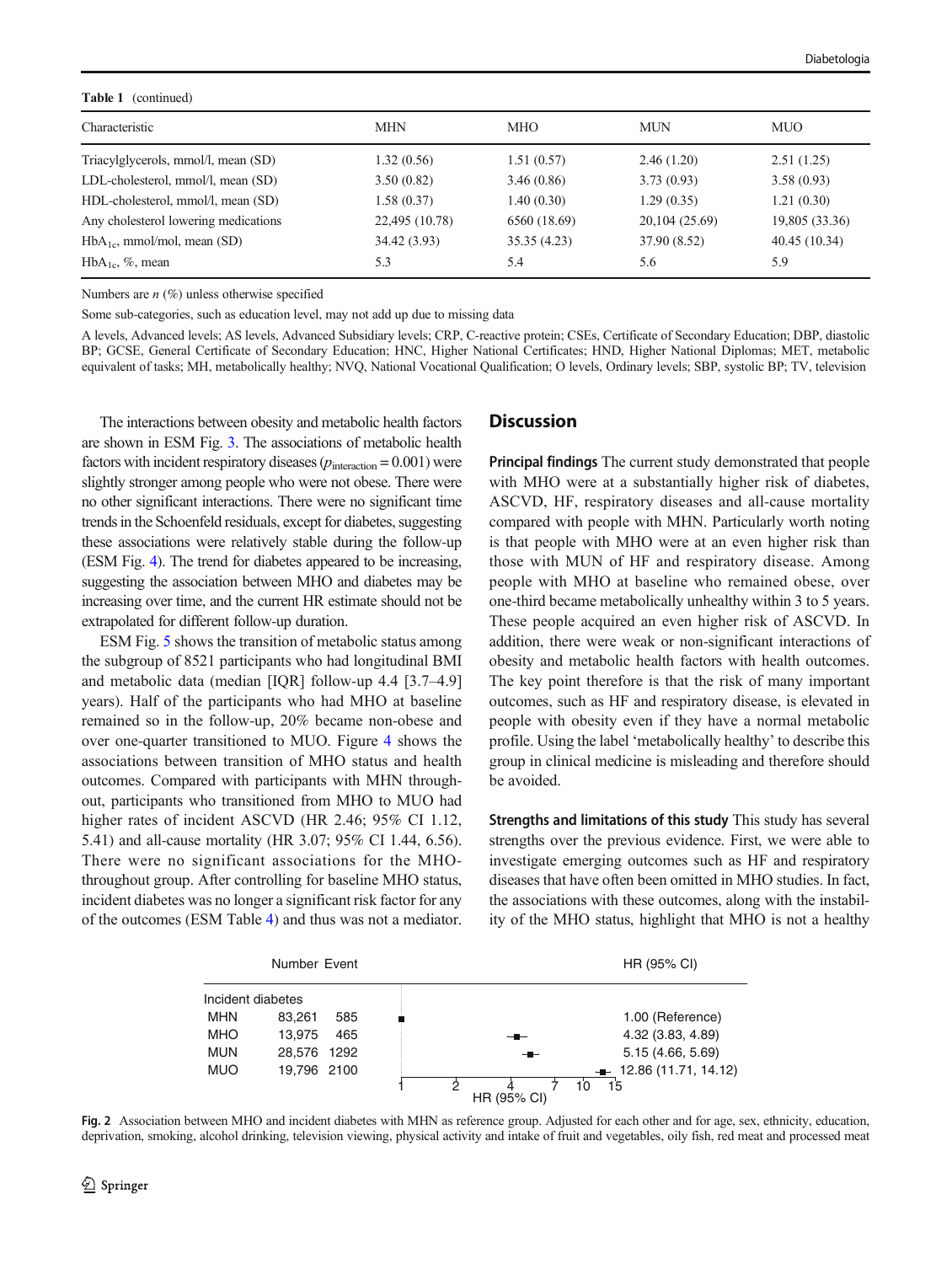**Table 1** (continued)

| Characteristic | MHN | MHO | MUN | MUO |
|---|---|---|---|---|
| Triacylglycerols, mmol/l, mean (SD) | 1.32 (0.56) | 1.51 (0.57) | 2.46 (1.20) | 2.51 (1.25) |
| LDL-cholesterol, mmol/l, mean (SD) | 3.50 (0.82) | 3.46 (0.86) | 3.73 (0.93) | 3.58 (0.93) |
| HDL-cholesterol, mmol/l, mean (SD) | 1.58 (0.37) | 1.40 (0.30) | 1.29 (0.35) | 1.21 (0.30) |
| Any cholesterol lowering medications | 22,495 (10.78) | 6560 (18.69) | 20,104 (25.69) | 19,805 (33.36) |
| $HbA_{1c}$, mmol/mol, mean (SD) | 34.42 (3.93) | 35.35 (4.23) | 37.90 (8.52) | 40.45 (10.34) |
| $HbA_{1c}$, %, mean | 5.3 | 5.4 | 5.6 | 5.9 |

Numbers are *n* (%) unless otherwise specified

Some sub-categories, such as education level, may not add up due to missing data

A levels, Advanced levels; AS levels, Advanced Subsidiary levels; CRP, C-reactive protein; CSEs, Certificate of Secondary Education; DBP, diastolic BP; GCSE, General Certificate of Secondary Education; HNC, Higher National Certificates; HND, Higher National Diplomas; MET, metabolic equivalent of tasks; MH, metabolically healthy; NVQ, National Vocational Qualification; O levels, Ordinary levels; SBP, systolic BP; TV, television

The interactions between obesity and metabolic health factors are shown in ESM Fig. 3. The associations of metabolic health factors with incident respiratory diseases ($p_{interaction} = 0.001$) were slightly stronger among people who were not obese. There were no other significant interactions. There were no significant time trends in the Schoenfeld residuals, except for diabetes, suggesting these associations were relatively stable during the follow-up (ESM Fig. 4). The trend for diabetes appeared to be increasing, suggesting the association between MHO and diabetes may be increasing over time, and the current HR estimate should not be extrapolated for different follow-up duration.

ESM Fig. 5 shows the transition of metabolic status among the subgroup of 8521 participants who had longitudinal BMI and metabolic data (median [IQR] follow-up 4.4 [3.7–4.9] years). Half of the participants who had MHO at baseline remained so in the follow-up, 20% became non-obese and over one-quarter transitioned to MUO. Figure 4 shows the associations between transition of MHO status and health outcomes. Compared with participants with MHN throughout, participants who transitioned from MHO to MUO had higher rates of incident ASCVD (HR 2.46; 95% CI 1.12, 5.41) and all-cause mortality (HR 3.07; 95% CI 1.44, 6.56). There were no significant associations for the MHO-throughout group. After controlling for baseline MHO status, incident diabetes was no longer a significant risk factor for any of the outcomes (ESM Table 4) and thus was not a mediator.

## Discussion

**Principal findings** The current study demonstrated that people with MHO were at a substantially higher risk of diabetes, ASCVD, HF, respiratory diseases and all-cause mortality compared with people with MHN. Particularly worth noting is that people with MHO were at an even higher risk than those with MUN of HF and respiratory disease. Among people with MHO at baseline who remained obese, over one-third became metabolically unhealthy within 3 to 5 years. These people acquired an even higher risk of ASCVD. In addition, there were weak or non-significant interactions of obesity and metabolic health factors with health outcomes. The key point therefore is that the risk of many important outcomes, such as HF and respiratory disease, is elevated in people with obesity even if they have a normal metabolic profile. Using the label 'metabolically healthy' to describe this group in clinical medicine is misleading and therefore should be avoided.

**Strengths and limitations of this study** This study has several strengths over the previous evidence. First, we were able to investigate emerging outcomes such as HF and respiratory diseases that have often been omitted in MHO studies. In fact, the associations with these outcomes, along with the instability of the MHO status, highlight that MHO is not a healthy

| | Number | Event | HR (95% CI) |
|---|---|---|---|
| Incident diabetes | | | |
| MHN | 83,261 | 585 | 1.00 (Reference) |
| MHO | 13,975 | 465 | 4.32 (3.83, 4.89) |
| MUN | 28,576 | 1292 | 5.15 (4.66, 5.69) |
| MUO | 19,796 | 2100 | 12.86 (11.71, 14.12) |

**Fig. 2** Association between MHO and incident diabetes with MHN as reference group. Adjusted for each other and for age, sex, ethnicity, education, deprivation, smoking, alcohol drinking, television viewing, physical activity and intake of fruit and vegetables, oily fish, red meat and processed meat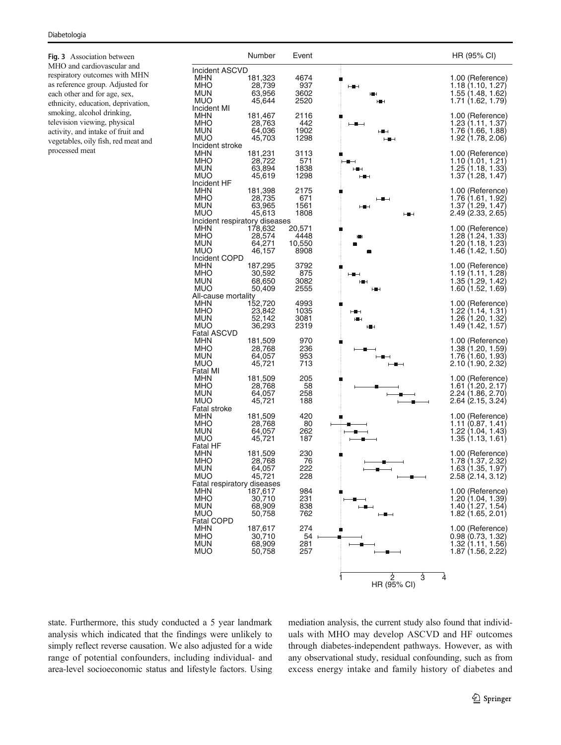**Fig. 3** Association between MHO and cardiovascular and respiratory outcomes with MHN as reference group. Adjusted for each other and for age, sex, ethnicity, education, deprivation, smoking, alcohol drinking, television viewing, physical activity, and intake of fruit and vegetables, oily fish, red meat and processed meat

| | Number | Event | HR (95% CI) |
|---|---|---|---|
| **Incident ASCVD** | | | |
| MHN | 181,323 | 4674 | 1.00 (Reference) |
| MHO | 28,739 | 937 | 1.18 (1.10, 1.27) |
| MUN | 63,956 | 3602 | 1.55 (1.48, 1.62) |
| MUO | 45,644 | 2520 | 1.71 (1.62, 1.79) |
| **Incident MI** | | | |
| MHN | 181,467 | 2116 | 1.00 (Reference) |
| MHO | 28,763 | 442 | 1.23 (1.11, 1.37) |
| MUN | 64,036 | 1902 | 1.76 (1.66, 1.88) |
| MUO | 45,703 | 1298 | 1.92 (1.78, 2.06) |
| **Incident stroke** | | | |
| MHN | 181,231 | 3113 | 1.00 (Reference) |
| MHO | 28,722 | 571 | 1.10 (1.01, 1.21) |
| MUN | 63,894 | 1838 | 1.25 (1.18, 1.33) |
| MUO | 45,619 | 1298 | 1.37 (1.28, 1.47) |
| **Incident HF** | | | |
| MHN | 181,398 | 2175 | 1.00 (Reference) |
| MHO | 28,735 | 671 | 1.76 (1.61, 1.92) |
| MUN | 63,965 | 1561 | 1.37 (1.29, 1.47) |
| MUO | 45,613 | 1808 | 2.49 (2.33, 2.65) |
| **Incident respiratory diseases** | | | |
| MHN | 178,632 | 20,571 | 1.00 (Reference) |
| MHO | 28,574 | 4448 | 1.28 (1.24, 1.33) |
| MUN | 64,271 | 10,550 | 1.20 (1.18, 1.23) |
| MUO | 46,157 | 8908 | 1.46 (1.42, 1.50) |
| **Incident COPD** | | | |
| MHN | 187,295 | 3792 | 1.00 (Reference) |
| MHO | 30,592 | 875 | 1.19 (1.11, 1.28) |
| MUN | 68,650 | 3082 | 1.35 (1.29, 1.42) |
| MUO | 50,409 | 2555 | 1.60 (1.52, 1.69) |
| **All-cause mortality** | | | |
| MHN | 152,720 | 4993 | 1.00 (Reference) |
| MHO | 23,842 | 1035 | 1.22 (1.14, 1.31) |
| MUN | 52,142 | 3081 | 1.26 (1.20, 1.32) |
| MUO | 36,293 | 2319 | 1.49 (1.42, 1.57) |
| **Fatal ASCVD** | | | |
| MHN | 181,509 | 970 | 1.00 (Reference) |
| MHO | 28,768 | 236 | 1.38 (1.20, 1.59) |
| MUN | 64,057 | 953 | 1.76 (1.60, 1.93) |
| MUO | 45,721 | 713 | 2.10 (1.90, 2.32) |
| **Fatal MI** | | | |
| MHN | 181,509 | 205 | 1.00 (Reference) |
| MHO | 28,768 | 58 | 1.61 (1.20, 2.17) |
| MUN | 64,057 | 258 | 2.24 (1.86, 2.70) |
| MUO | 45,721 | 188 | 2.64 (2.15, 3.24) |
| **Fatal stroke** | | | |
| MHN | 181,509 | 420 | 1.00 (Reference) |
| MHO | 28,768 | 80 | 1.11 (0.87, 1.41) |
| MUN | 64,057 | 262 | 1.22 (1.04, 1.43) |
| MUO | 45,721 | 187 | 1.35 (1.13, 1.61) |
| **Fatal HF** | | | |
| MHN | 181,509 | 230 | 1.00 (Reference) |
| MHO | 28,768 | 76 | 1.78 (1.37, 2.32) |
| MUN | 64,057 | 222 | 1.63 (1.35, 1.97) |
| MUO | 45,721 | 228 | 2.58 (2.14, 3.12) |
| **Fatal respiratory diseases** | | | |
| MHN | 187,617 | 984 | 1.00 (Reference) |
| MHO | 30,710 | 231 | 1.20 (1.04, 1.39) |
| MUN | 68,909 | 838 | 1.40 (1.27, 1.54) |
| MUO | 50,758 | 762 | 1.82 (1.65, 2.01) |
| **Fatal COPD** | | | |
| MHN | 187,617 | 274 | 1.00 (Reference) |
| MHO | 30,710 | 54 | 0.98 (0.73, 1.32) |
| MUN | 68,909 | 281 | 1.32 (1.11, 1.56) |
| MUO | 50,758 | 257 | 1.87 (1.56, 2.22) |

state. Furthermore, this study conducted a 5 year landmark analysis which indicated that the findings were unlikely to simply reflect reverse causation. We also adjusted for a wide range of potential confounders, including individual- and area-level socioeconomic status and lifestyle factors. Using mediation analysis, the current study also found that individuals with MHO may develop ASCVD and HF outcomes through diabetes-independent pathways. However, as with any observational study, residual confounding, such as from excess energy intake and family history of diabetes and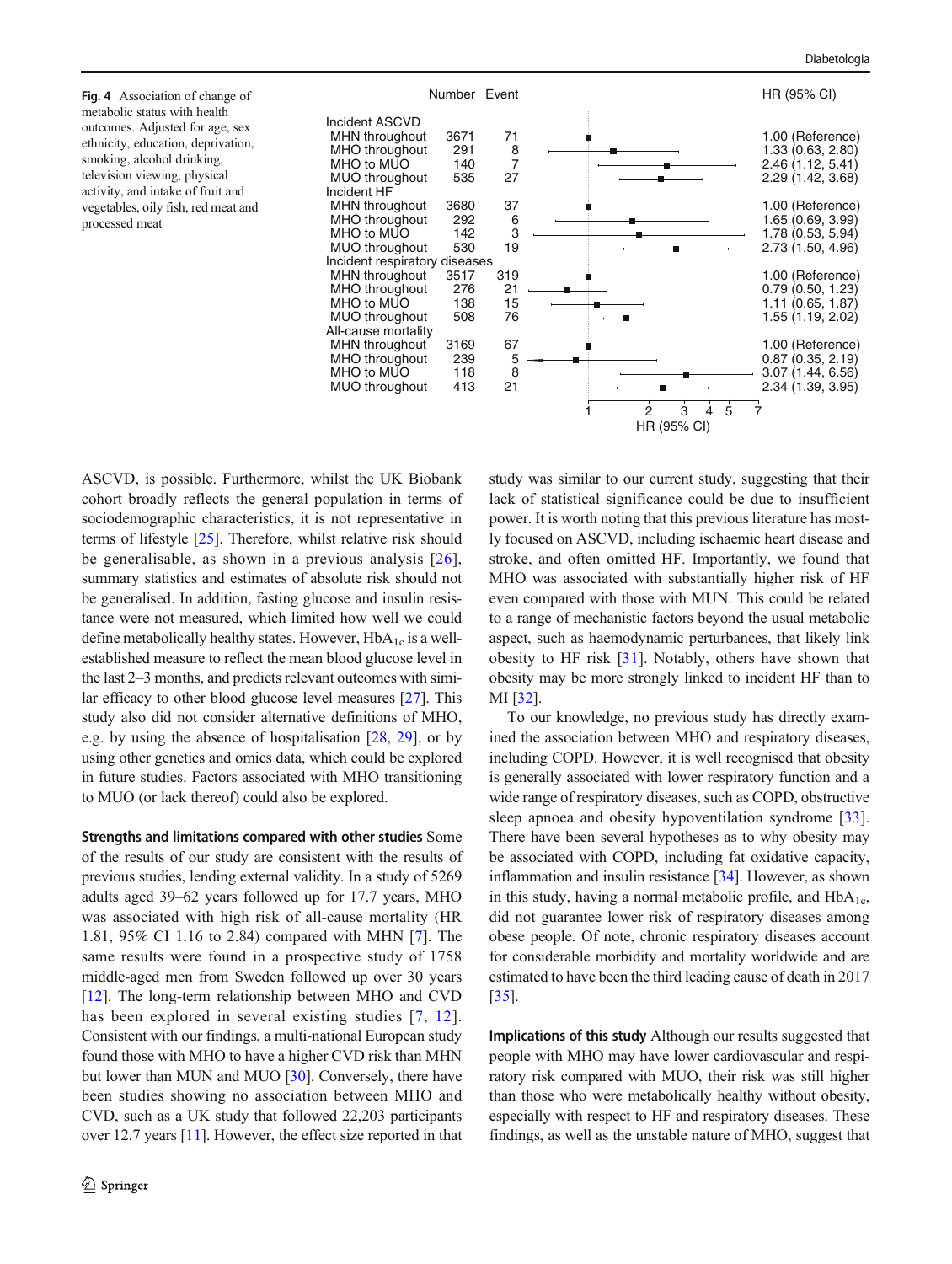**Fig. 4** Association of change of metabolic status with health outcomes. Adjusted for age, sex ethnicity, education, deprivation, smoking, alcohol drinking, television viewing, physical activity, and intake of fruit and vegetables, oily fish, red meat and processed meat

| | Number | Event | HR (95% CI) |
|---|---|---|---|
| **Incident ASCVD** | | | |
| MHN throughout | 3671 | 71 | 1.00 (Reference) |
| MHO throughout | 291 | 8 | 1.33 (0.63, 2.80) |
| MHO to MUO | 140 | 7 | 2.46 (1.12, 5.41) |
| MUO throughout | 535 | 27 | 2.29 (1.42, 3.68) |
| **Incident HF** | | | |
| MHN throughout | 3680 | 37 | 1.00 (Reference) |
| MHO throughout | 292 | 6 | 1.65 (0.69, 3.99) |
| MHO to MUO | 142 | 3 | 1.78 (0.53, 5.94) |
| MUO throughout | 530 | 19 | 2.73 (1.50, 4.96) |
| **Incident respiratory diseases** | | | |
| MHN throughout | 3517 | 319 | 1.00 (Reference) |
| MHO throughout | 276 | 21 | 0.79 (0.50, 1.23) |
| MHO to MUO | 138 | 15 | 1.11 (0.65, 1.87) |
| MUO throughout | 508 | 76 | 1.55 (1.19, 2.02) |
| **All-cause mortality** | | | |
| MHN throughout | 3169 | 67 | 1.00 (Reference) |
| MHO throughout | 239 | 5 | 0.87 (0.35, 2.19) |
| MHO to MUO | 118 | 8 | 3.07 (1.44, 6.56) |
| MUO throughout | 413 | 21 | 2.34 (1.39, 3.95) |

ASCVD, is possible. Furthermore, whilst the UK Biobank cohort broadly reflects the general population in terms of sociodemographic characteristics, it is not representative in terms of lifestyle [25]. Therefore, whilst relative risk should be generalisable, as shown in a previous analysis [26], summary statistics and estimates of absolute risk should not be generalised. In addition, fasting glucose and insulin resistance were not measured, which limited how well we could define metabolically healthy states. However, $HbA_{1c}$ is a well-established measure to reflect the mean blood glucose level in the last 2–3 months, and predicts relevant outcomes with similar efficacy to other blood glucose level measures [27]. This study also did not consider alternative definitions of MHO, e.g. by using the absence of hospitalisation [28, 29], or by using other genetics and omics data, which could be explored in future studies. Factors associated with MHO transitioning to MUO (or lack thereof) could also be explored.

**Strengths and limitations compared with other studies** Some of the results of our study are consistent with the results of previous studies, lending external validity. In a study of 5269 adults aged 39–62 years followed up for 17.7 years, MHO was associated with high risk of all-cause mortality (HR 1.81, 95% CI 1.16 to 2.84) compared with MHN [7]. The same results were found in a prospective study of 1758 middle-aged men from Sweden followed up over 30 years [12]. The long-term relationship between MHO and CVD has been explored in several existing studies [7, 12]. Consistent with our findings, a multi-national European study found those with MHO to have a higher CVD risk than MHN but lower than MUN and MUO [30]. Conversely, there have been studies showing no association between MHO and CVD, such as a UK study that followed 22,203 participants over 12.7 years [11]. However, the effect size reported in that study was similar to our current study, suggesting that their lack of statistical significance could be due to insufficient power. It is worth noting that this previous literature has mostly focused on ASCVD, including ischaemic heart disease and stroke, and often omitted HF. Importantly, we found that MHO was associated with substantially higher risk of HF even compared with those with MUN. This could be related to a range of mechanistic factors beyond the usual metabolic aspect, such as haemodynamic perturbances, that likely link obesity to HF risk [31]. Notably, others have shown that obesity may be more strongly linked to incident HF than to MI [32].

To our knowledge, no previous study has directly examined the association between MHO and respiratory diseases, including COPD. However, it is well recognised that obesity is generally associated with lower respiratory function and a wide range of respiratory diseases, such as COPD, obstructive sleep apnoea and obesity hypoventilation syndrome [33]. There have been several hypotheses as to why obesity may be associated with COPD, including fat oxidative capacity, inflammation and insulin resistance [34]. However, as shown in this study, having a normal metabolic profile, and $HbA_{1c}$, did not guarantee lower risk of respiratory diseases among obese people. Of note, chronic respiratory diseases account for considerable morbidity and mortality worldwide and are estimated to have been the third leading cause of death in 2017 [35].

**Implications of this study** Although our results suggested that people with MHO may have lower cardiovascular and respiratory risk compared with MUO, their risk was still higher than those who were metabolically healthy without obesity, especially with respect to HF and respiratory diseases. These findings, as well as the unstable nature of MHO, suggest that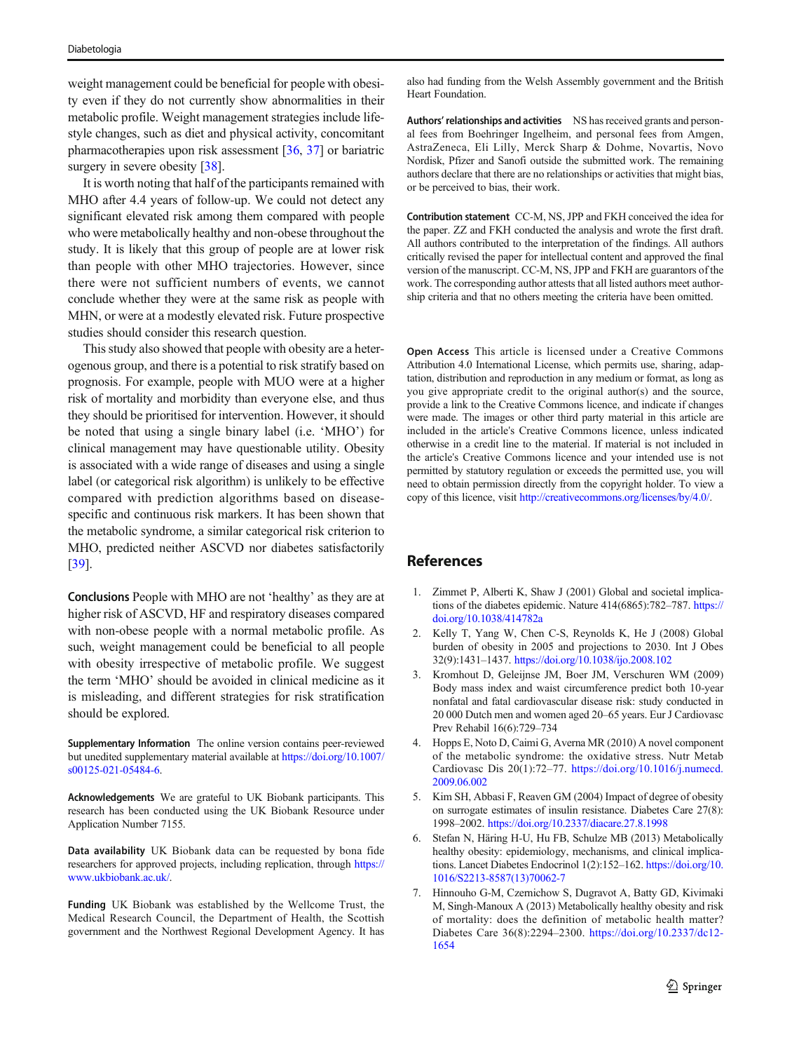weight management could be beneficial for people with obesity even if they do not currently show abnormalities in their metabolic profile. Weight management strategies include lifestyle changes, such as diet and physical activity, concomitant pharmacotherapies upon risk assessment [36, 37] or bariatric surgery in severe obesity [38].

It is worth noting that half of the participants remained with MHO after 4.4 years of follow-up. We could not detect any significant elevated risk among them compared with people who were metabolically healthy and non-obese throughout the study. It is likely that this group of people are at lower risk than people with other MHO trajectories. However, since there were not sufficient numbers of events, we cannot conclude whether they were at the same risk as people with MHN, or were at a modestly elevated risk. Future prospective studies should consider this research question.

This study also showed that people with obesity are a heterogenous group, and there is a potential to risk stratify based on prognosis. For example, people with MUO were at a higher risk of mortality and morbidity than everyone else, and thus they should be prioritised for intervention. However, it should be noted that using a single binary label (i.e. 'MHO') for clinical management may have questionable utility. Obesity is associated with a wide range of diseases and using a single label (or categorical risk algorithm) is unlikely to be effective compared with prediction algorithms based on disease-specific and continuous risk markers. It has been shown that the metabolic syndrome, a similar categorical risk criterion to MHO, predicted neither ASCVD nor diabetes satisfactorily [39].

**Conclusions** People with MHO are not 'healthy' as they are at higher risk of ASCVD, HF and respiratory diseases compared with non-obese people with a normal metabolic profile. As such, weight management could be beneficial to all people with obesity irrespective of metabolic profile. We suggest the term 'MHO' should be avoided in clinical medicine as it is misleading, and different strategies for risk stratification should be explored.

**Supplementary Information** The online version contains peer-reviewed but unedited supplementary material available at https://doi.org/10.1007/s00125-021-05484-6.

**Acknowledgements** We are grateful to UK Biobank participants. This research has been conducted using the UK Biobank Resource under Application Number 7155.

**Data availability** UK Biobank data can be requested by bona fide researchers for approved projects, including replication, through https://www.ukbiobank.ac.uk/.

**Funding** UK Biobank was established by the Wellcome Trust, the Medical Research Council, the Department of Health, the Scottish government and the Northwest Regional Development Agency. It has also had funding from the Welsh Assembly government and the British Heart Foundation.

**Authors' relationships and activities** NS has received grants and personal fees from Boehringer Ingelheim, and personal fees from Amgen, AstraZeneca, Eli Lilly, Merck Sharp & Dohme, Novartis, Novo Nordisk, Pfizer and Sanofi outside the submitted work. The remaining authors declare that there are no relationships or activities that might bias, or be perceived to bias, their work.

**Contribution statement** CC-M, NS, JPP and FKH conceived the idea for the paper. ZZ and FKH conducted the analysis and wrote the first draft. All authors contributed to the interpretation of the findings. All authors critically revised the paper for intellectual content and approved the final version of the manuscript. CC-M, NS, JPP and FKH are guarantors of the work. The corresponding author attests that all listed authors meet authorship criteria and that no others meeting the criteria have been omitted.

**Open Access** This article is licensed under a Creative Commons Attribution 4.0 International License, which permits use, sharing, adaptation, distribution and reproduction in any medium or format, as long as you give appropriate credit to the original author(s) and the source, provide a link to the Creative Commons licence, and indicate if changes were made. The images or other third party material in this article are included in the article's Creative Commons licence, unless indicated otherwise in a credit line to the material. If material is not included in the article's Creative Commons licence and your intended use is not permitted by statutory regulation or exceeds the permitted use, you will need to obtain permission directly from the copyright holder. To view a copy of this licence, visit http://creativecommons.org/licenses/by/4.0/.

## References

1. Zimmet P, Alberti K, Shaw J (2001) Global and societal implications of the diabetes epidemic. Nature 414(6865):782–787. https://doi.org/10.1038/414782a
2. Kelly T, Yang W, Chen C-S, Reynolds K, He J (2008) Global burden of obesity in 2005 and projections to 2030. Int J Obes 32(9):1431–1437. https://doi.org/10.1038/ijo.2008.102
3. Kromhout D, Geleijnse JM, Boer JM, Verschuren WM (2009) Body mass index and waist circumference predict both 10-year nonfatal and fatal cardiovascular disease risk: study conducted in 20 000 Dutch men and women aged 20–65 years. Eur J Cardiovasc Prev Rehabil 16(6):729–734
4. Hopps E, Noto D, Caimi G, Averna MR (2010) A novel component of the metabolic syndrome: the oxidative stress. Nutr Metab Cardiovasc Dis 20(1):72–77. https://doi.org/10.1016/j.numecd.2009.06.002
5. Kim SH, Abbasi F, Reaven GM (2004) Impact of degree of obesity on surrogate estimates of insulin resistance. Diabetes Care 27(8):1998–2002. https://doi.org/10.2337/diacare.27.8.1998
6. Stefan N, Häring H-U, Hu FB, Schulze MB (2013) Metabolically healthy obesity: epidemiology, mechanisms, and clinical implications. Lancet Diabetes Endocrinol 1(2):152–162. https://doi.org/10.1016/S2213-8587(13)70062-7
7. Hinnouho G-M, Czernichow S, Dugravot A, Batty GD, Kivimaki M, Singh-Manoux A (2013) Metabolically healthy obesity and risk of mortality: does the definition of metabolic health matter? Diabetes Care 36(8):2294–2300. https://doi.org/10.2337/dc12-1654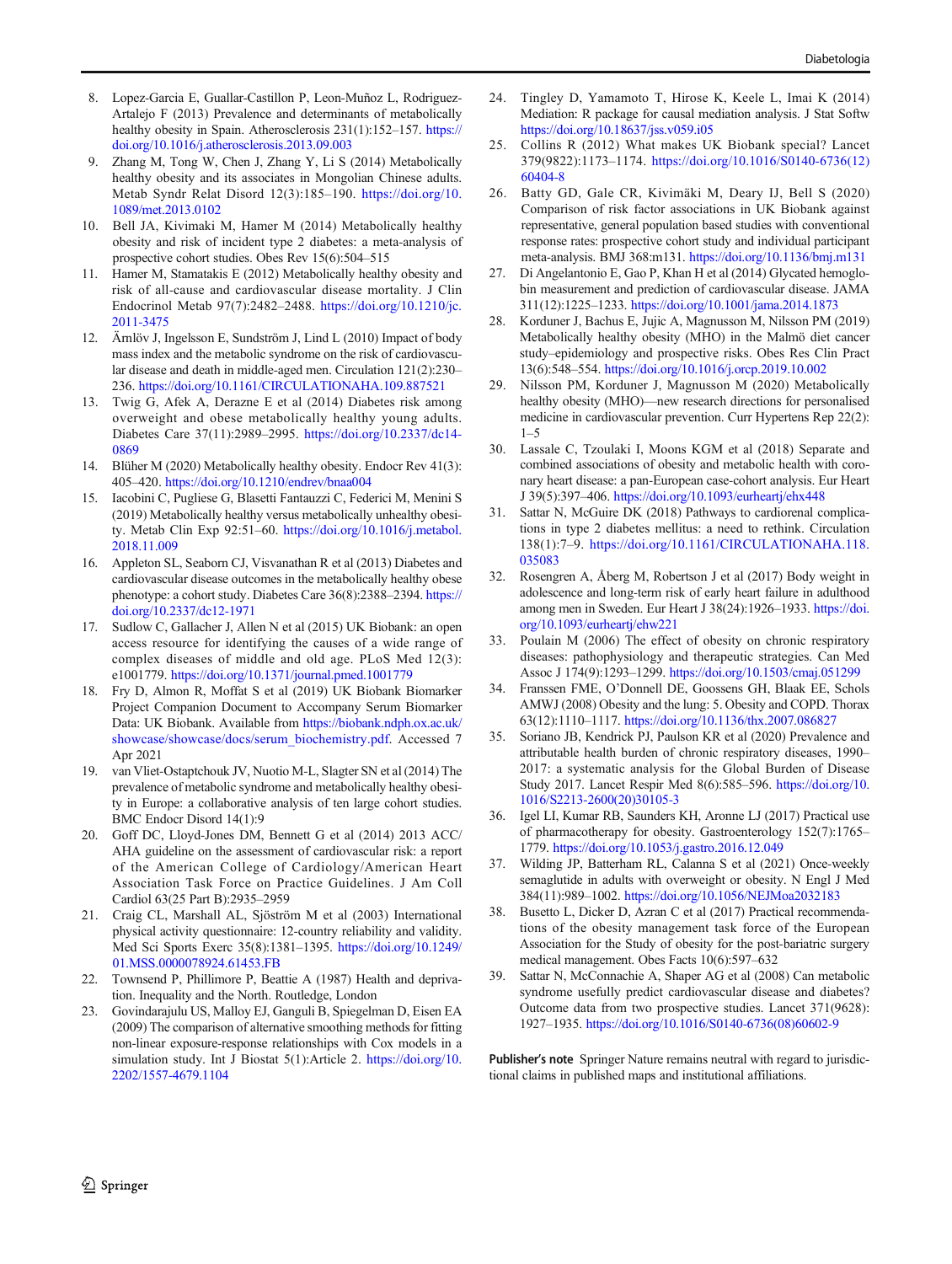8. Lopez-Garcia E, Guallar-Castillon P, Leon-Muñoz L, Rodriguez-Artalejo F (2013) Prevalence and determinants of metabolically healthy obesity in Spain. Atherosclerosis 231(1):152–157. https://doi.org/10.1016/j.atherosclerosis.2013.09.003
9. Zhang M, Tong W, Chen J, Zhang Y, Li S (2014) Metabolically healthy obesity and its associates in Mongolian Chinese adults. Metab Syndr Relat Disord 12(3):185–190. https://doi.org/10.1089/met.2013.0102
10. Bell JA, Kivimaki M, Hamer M (2014) Metabolically healthy obesity and risk of incident type 2 diabetes: a meta-analysis of prospective cohort studies. Obes Rev 15(6):504–515
11. Hamer M, Stamatakis E (2012) Metabolically healthy obesity and risk of all-cause and cardiovascular disease mortality. J Clin Endocrinol Metab 97(7):2482–2488. https://doi.org/10.1210/jc.2011-3475
12. Ärnlöv J, Ingelsson E, Sundström J, Lind L (2010) Impact of body mass index and the metabolic syndrome on the risk of cardiovascular disease and death in middle-aged men. Circulation 121(2):230–236. https://doi.org/10.1161/CIRCULATIONAHA.109.887521
13. Twig G, Afek A, Derazne E et al (2014) Diabetes risk among overweight and obese metabolically healthy young adults. Diabetes Care 37(11):2989–2995. https://doi.org/10.2337/dc14-0869
14. Blüher M (2020) Metabolically healthy obesity. Endocr Rev 41(3):405–420. https://doi.org/10.1210/endrev/bnaa004
15. Iacobini C, Pugliese G, Blasetti Fantauzzi C, Federici M, Menini S (2019) Metabolically healthy versus metabolically unhealthy obesity. Metab Clin Exp 92:51–60. https://doi.org/10.1016/j.metabol.2018.11.009
16. Appleton SL, Seaborn CJ, Visvanathan R et al (2013) Diabetes and cardiovascular disease outcomes in the metabolically healthy obese phenotype: a cohort study. Diabetes Care 36(8):2388–2394. https://doi.org/10.2337/dc12-1971
17. Sudlow C, Gallacher J, Allen N et al (2015) UK Biobank: an open access resource for identifying the causes of a wide range of complex diseases of middle and old age. PLoS Med 12(3):e1001779. https://doi.org/10.1371/journal.pmed.1001779
18. Fry D, Almon R, Moffat S et al (2019) UK Biobank Biomarker Project Companion Document to Accompany Serum Biomarker Data: UK Biobank. Available from https://biobank.ndph.ox.ac.uk/showcase/showcase/docs/serum_biochemistry.pdf. Accessed 7 Apr 2021
19. van Vliet-Ostaptchouk JV, Nuotio M-L, Slagter SN et al (2014) The prevalence of metabolic syndrome and metabolically healthy obesity in Europe: a collaborative analysis of ten large cohort studies. BMC Endocr Disord 14(1):9
20. Goff DC, Lloyd-Jones DM, Bennett G et al (2014) 2013 ACC/AHA guideline on the assessment of cardiovascular risk: a report of the American College of Cardiology/American Heart Association Task Force on Practice Guidelines. J Am Coll Cardiol 63(25 Part B):2935–2959
21. Craig CL, Marshall AL, Sjöström M et al (2003) International physical activity questionnaire: 12-country reliability and validity. Med Sci Sports Exerc 35(8):1381–1395. https://doi.org/10.1249/01.MSS.0000078924.61453.FB
22. Townsend P, Phillimore P, Beattie A (1987) Health and deprivation. Inequality and the North. Routledge, London
23. Govindarajulu US, Malloy EJ, Ganguli B, Spiegelman D, Eisen EA (2009) The comparison of alternative smoothing methods for fitting non-linear exposure-response relationships with Cox models in a simulation study. Int J Biostat 5(1):Article 2. https://doi.org/10.2202/1557-4679.1104
24. Tingley D, Yamamoto T, Hirose K, Keele L, Imai K (2014) Mediation: R package for causal mediation analysis. J Stat Softw https://doi.org/10.18637/jss.v059.i05
25. Collins R (2012) What makes UK Biobank special? Lancet 379(9822):1173–1174. https://doi.org/10.1016/S0140-6736(12)60404-8
26. Batty GD, Gale CR, Kivimäki M, Deary IJ, Bell S (2020) Comparison of risk factor associations in UK Biobank against representative, general population based studies with conventional response rates: prospective cohort study and individual participant meta-analysis. BMJ 368:m131. https://doi.org/10.1136/bmj.m131
27. Di Angelantonio E, Gao P, Khan H et al (2014) Glycated hemoglobin measurement and prediction of cardiovascular disease. JAMA 311(12):1225–1233. https://doi.org/10.1001/jama.2014.1873
28. Korduner J, Bachus E, Jujic A, Magnusson M, Nilsson PM (2019) Metabolically healthy obesity (MHO) in the Malmö diet cancer study–epidemiology and prospective risks. Obes Res Clin Pract 13(6):548–554. https://doi.org/10.1016/j.orcp.2019.10.002
29. Nilsson PM, Korduner J, Magnusson M (2020) Metabolically healthy obesity (MHO)—new research directions for personalised medicine in cardiovascular prevention. Curr Hypertens Rep 22(2):1–5
30. Lassale C, Tzoulaki I, Moons KGM et al (2018) Separate and combined associations of obesity and metabolic health with coronary heart disease: a pan-European case-cohort analysis. Eur Heart J 39(5):397–406. https://doi.org/10.1093/eurheartj/ehx448
31. Sattar N, McGuire DK (2018) Pathways to cardiorenal complications in type 2 diabetes mellitus: a need to rethink. Circulation 138(1):7–9. https://doi.org/10.1161/CIRCULATIONAHA.118.035083
32. Rosengren A, Åberg M, Robertson J et al (2017) Body weight in adolescence and long-term risk of early heart failure in adulthood among men in Sweden. Eur Heart J 38(24):1926–1933. https://doi.org/10.1093/eurheartj/ehw221
33. Poulain M (2006) The effect of obesity on chronic respiratory diseases: pathophysiology and therapeutic strategies. Can Med Assoc J 174(9):1293–1299. https://doi.org/10.1503/cmaj.051299
34. Franssen FME, O'Donnell DE, Goossens GH, Blaak EE, Schols AMWJ (2008) Obesity and the lung: 5. Obesity and COPD. Thorax 63(12):1110–1117. https://doi.org/10.1136/thx.2007.086827
35. Soriano JB, Kendrick PJ, Paulson KR et al (2020) Prevalence and attributable health burden of chronic respiratory diseases, 1990–2017: a systematic analysis for the Global Burden of Disease Study 2017. Lancet Respir Med 8(6):585–596. https://doi.org/10.1016/S2213-2600(20)30105-3
36. Igel LI, Kumar RB, Saunders KH, Aronne LJ (2017) Practical use of pharmacotherapy for obesity. Gastroenterology 152(7):1765–1779. https://doi.org/10.1053/j.gastro.2016.12.049
37. Wilding JP, Batterham RL, Calanna S et al (2021) Once-weekly semaglutide in adults with overweight or obesity. N Engl J Med 384(11):989–1002. https://doi.org/10.1056/NEJMoa2032183
38. Busetto L, Dicker D, Azran C et al (2017) Practical recommendations of the obesity management task force of the European Association for the Study of obesity for the post-bariatric surgery medical management. Obes Facts 10(6):597–632
39. Sattar N, McConnachie A, Shaper AG et al (2008) Can metabolic syndrome usefully predict cardiovascular disease and diabetes? Outcome data from two prospective studies. Lancet 371(9628):1927–1935. https://doi.org/10.1016/S0140-6736(08)60602-9

**Publisher's note** Springer Nature remains neutral with regard to jurisdictional claims in published maps and institutional affiliations.